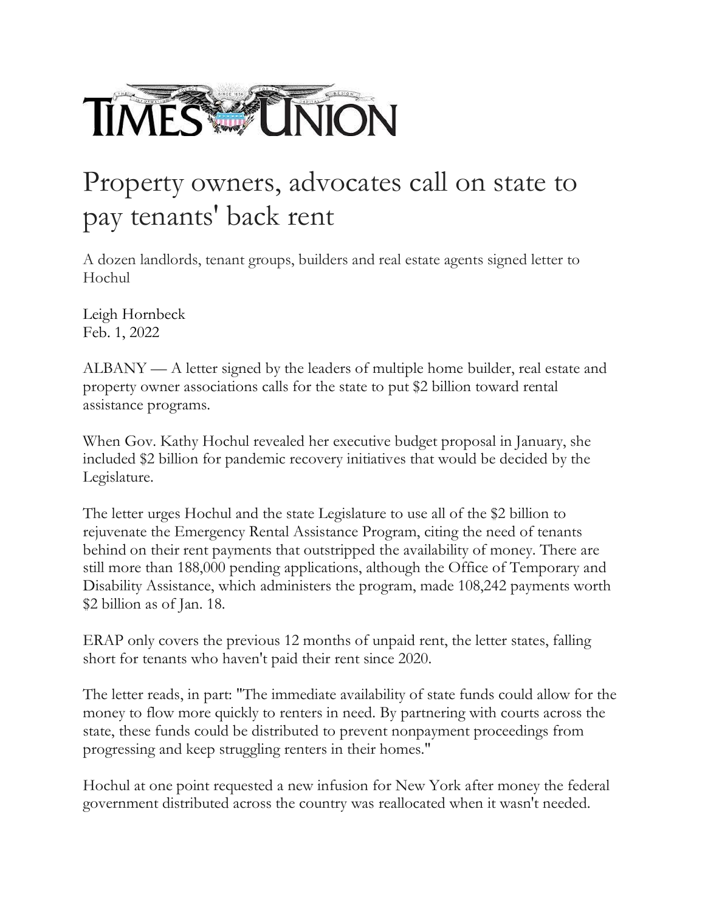TIMES UNION

# Property owners, advocates call on state to pay tenants' back rent

A dozen landlords, tenant groups, builders and real estate agents signed letter to Hochul

Leigh Hornbeck
Feb. 1, 2022

ALBANY — A letter signed by the leaders of multiple home builder, real estate and property owner associations calls for the state to put $2 billion toward rental assistance programs.

When Gov. Kathy Hochul revealed her executive budget proposal in January, she included $2 billion for pandemic recovery initiatives that would be decided by the Legislature.

The letter urges Hochul and the state Legislature to use all of the $2 billion to rejuvenate the Emergency Rental Assistance Program, citing the need of tenants behind on their rent payments that outstripped the availability of money. There are still more than 188,000 pending applications, although the Office of Temporary and Disability Assistance, which administers the program, made 108,242 payments worth $2 billion as of Jan. 18.

ERAP only covers the previous 12 months of unpaid rent, the letter states, falling short for tenants who haven't paid their rent since 2020.

The letter reads, in part: "The immediate availability of state funds could allow for the money to flow more quickly to renters in need. By partnering with courts across the state, these funds could be distributed to prevent nonpayment proceedings from progressing and keep struggling renters in their homes."

Hochul at one point requested a new infusion for New York after money the federal government distributed across the country was reallocated when it wasn't needed.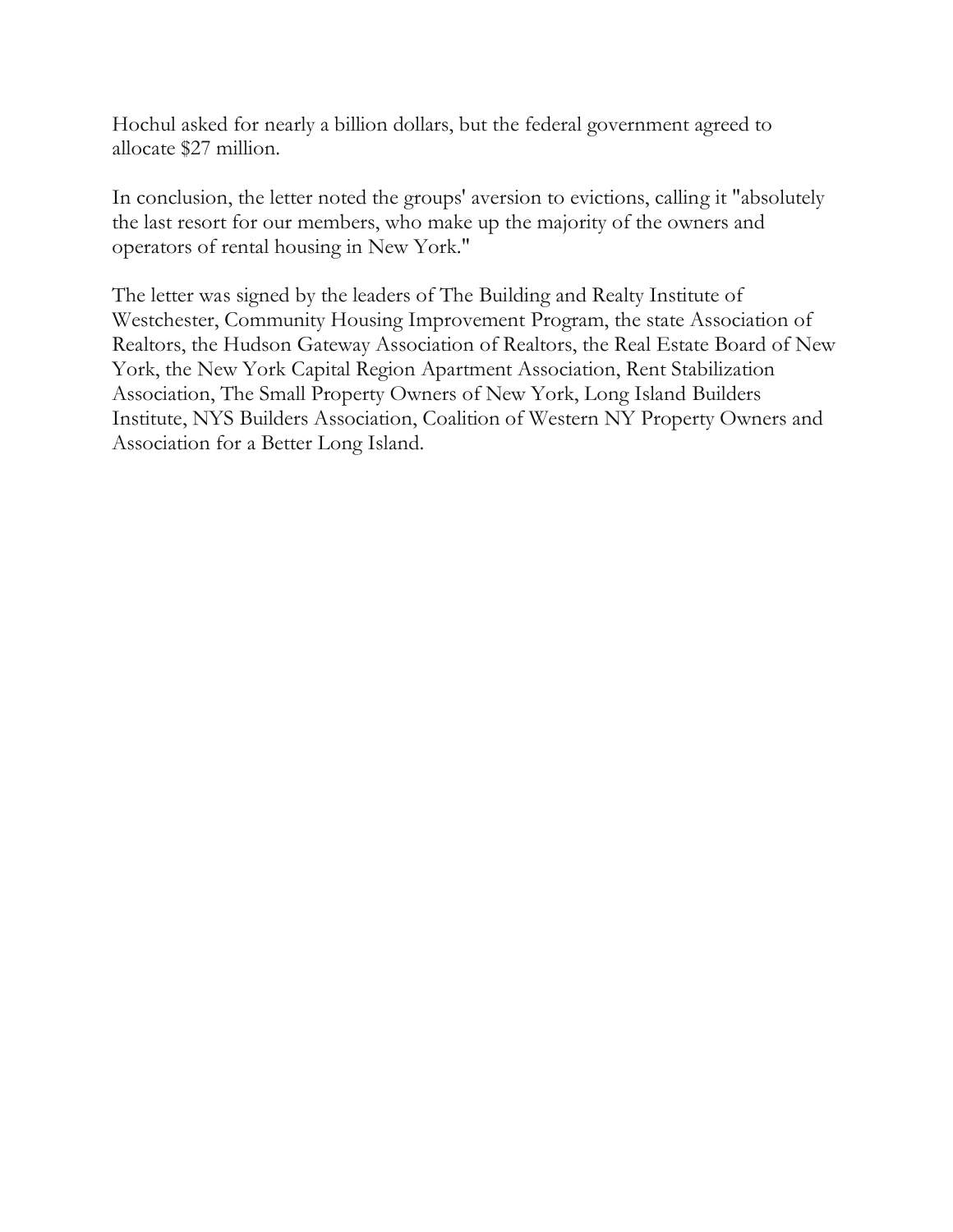Hochul asked for nearly a billion dollars, but the federal government agreed to allocate $27 million.

In conclusion, the letter noted the groups' aversion to evictions, calling it "absolutely the last resort for our members, who make up the majority of the owners and operators of rental housing in New York."

The letter was signed by the leaders of The Building and Realty Institute of Westchester, Community Housing Improvement Program, the state Association of Realtors, the Hudson Gateway Association of Realtors, the Real Estate Board of New York, the New York Capital Region Apartment Association, Rent Stabilization Association, The Small Property Owners of New York, Long Island Builders Institute, NYS Builders Association, Coalition of Western NY Property Owners and Association for a Better Long Island.